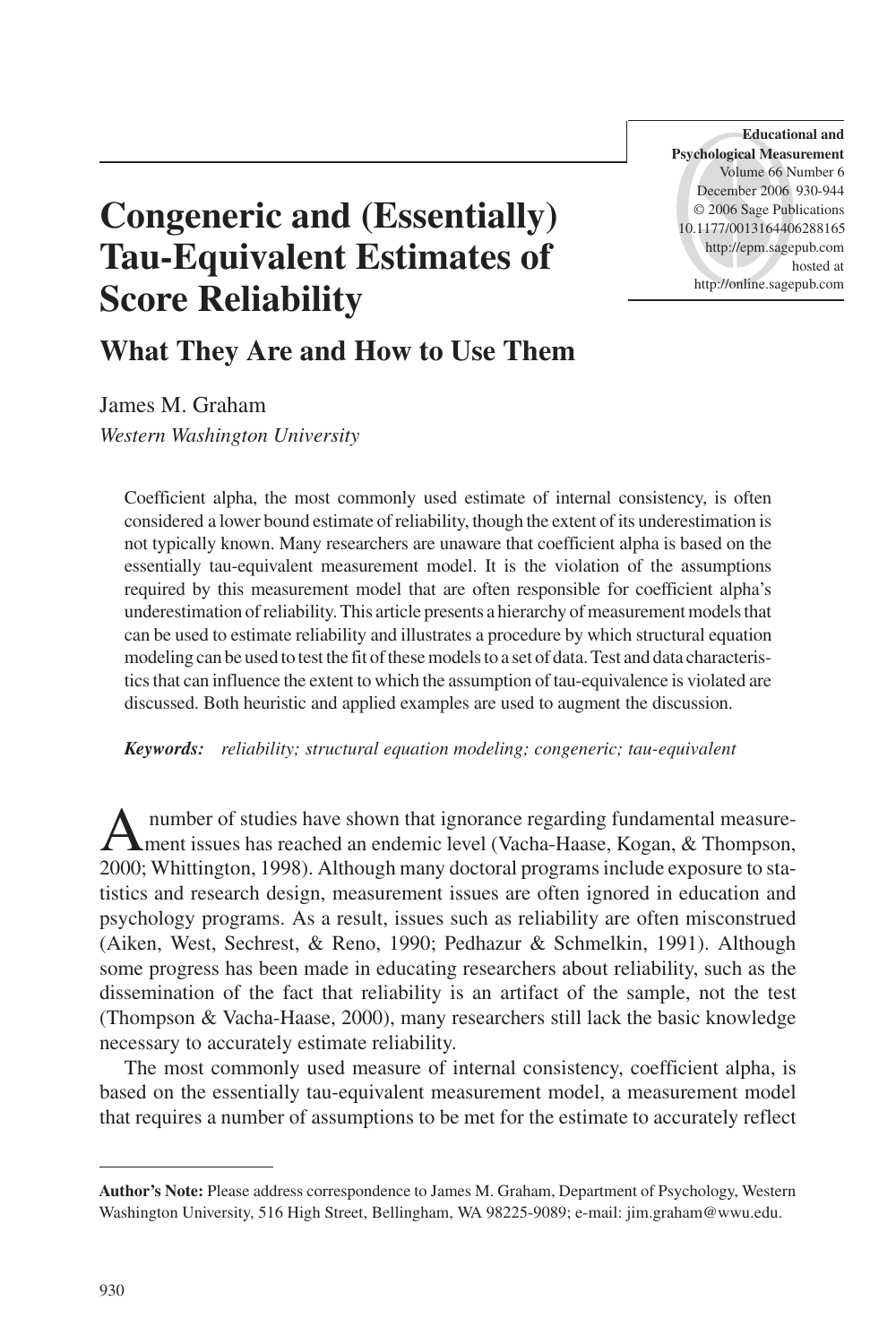# Congeneric and (Essentially) Tau-Equivalent Estimates of Score Reliability

## What They Are and How to Use Them

James M. Graham

*Western Washington University*

Coefficient alpha, the most commonly used estimate of internal consistency, is often considered a lower bound estimate of reliability, though the extent of its underestimation is not typically known. Many researchers are unaware that coefficient alpha is based on the essentially tau-equivalent measurement model. It is the violation of the assumptions required by this measurement model that are often responsible for coefficient alpha's underestimation of reliability. This article presents a hierarchy of measurement models that can be used to estimate reliability and illustrates a procedure by which structural equation modeling can be used to test the fit of these models to a set of data. Test and data characteristics that can influence the extent to which the assumption of tau-equivalence is violated are discussed. Both heuristic and applied examples are used to augment the discussion.

***Keywords:*** *reliability; structural equation modeling; congeneric; tau-equivalent*

A number of studies have shown that ignorance regarding fundamental measurement issues has reached an endemic level (Vacha-Haase, Kogan, & Thompson, 2000; Whittington, 1998). Although many doctoral programs include exposure to statistics and research design, measurement issues are often ignored in education and psychology programs. As a result, issues such as reliability are often misconstrued (Aiken, West, Sechrest, & Reno, 1990; Pedhazur & Schmelkin, 1991). Although some progress has been made in educating researchers about reliability, such as the dissemination of the fact that reliability is an artifact of the sample, not the test (Thompson & Vacha-Haase, 2000), many researchers still lack the basic knowledge necessary to accurately estimate reliability.

The most commonly used measure of internal consistency, coefficient alpha, is based on the essentially tau-equivalent measurement model, a measurement model that requires a number of assumptions to be met for the estimate to accurately reflect

---

**Author's Note:** Please address correspondence to James M. Graham, Department of Psychology, Western Washington University, 516 High Street, Bellingham, WA 98225-9089; e-mail: jim.graham@wwu.edu.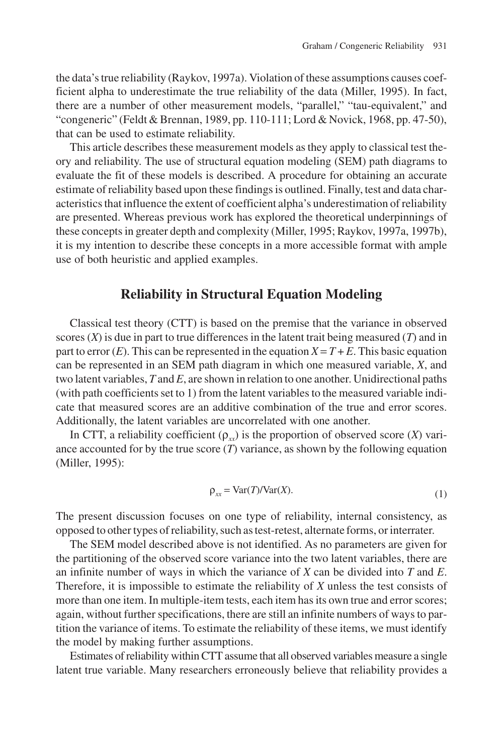the data's true reliability (Raykov, 1997a). Violation of these assumptions causes coefficient alpha to underestimate the true reliability of the data (Miller, 1995). In fact, there are a number of other measurement models, "parallel," "tau-equivalent," and "congeneric" (Feldt & Brennan, 1989, pp. 110-111; Lord & Novick, 1968, pp. 47-50), that can be used to estimate reliability.

This article describes these measurement models as they apply to classical test theory and reliability. The use of structural equation modeling (SEM) path diagrams to evaluate the fit of these models is described. A procedure for obtaining an accurate estimate of reliability based upon these findings is outlined. Finally, test and data characteristics that influence the extent of coefficient alpha's underestimation of reliability are presented. Whereas previous work has explored the theoretical underpinnings of these concepts in greater depth and complexity (Miller, 1995; Raykov, 1997a, 1997b), it is my intention to describe these concepts in a more accessible format with ample use of both heuristic and applied examples.

## Reliability in Structural Equation Modeling

Classical test theory (CTT) is based on the premise that the variance in observed scores ($X$) is due in part to true differences in the latent trait being measured ($T$) and in part to error ($E$). This can be represented in the equation $X = T + E$. This basic equation can be represented in an SEM path diagram in which one measured variable, $X$, and two latent variables, $T$ and $E$, are shown in relation to one another. Unidirectional paths (with path coefficients set to 1) from the latent variables to the measured variable indicate that measured scores are an additive combination of the true and error scores. Additionally, the latent variables are uncorrelated with one another.

In CTT, a reliability coefficient ($\rho_{xx}$) is the proportion of observed score ($X$) variance accounted for by the true score ($T$) variance, as shown by the following equation (Miller, 1995):

$$\rho_{xx} = \text{Var}(T)/\text{Var}(X). \tag{1}$$

The present discussion focuses on one type of reliability, internal consistency, as opposed to other types of reliability, such as test-retest, alternate forms, or interrater.

The SEM model described above is not identified. As no parameters are given for the partitioning of the observed score variance into the two latent variables, there are an infinite number of ways in which the variance of $X$ can be divided into $T$ and $E$. Therefore, it is impossible to estimate the reliability of $X$ unless the test consists of more than one item. In multiple-item tests, each item has its own true and error scores; again, without further specifications, there are still an infinite numbers of ways to partition the variance of items. To estimate the reliability of these items, we must identify the model by making further assumptions.

Estimates of reliability within CTT assume that all observed variables measure a single latent true variable. Many researchers erroneously believe that reliability provides a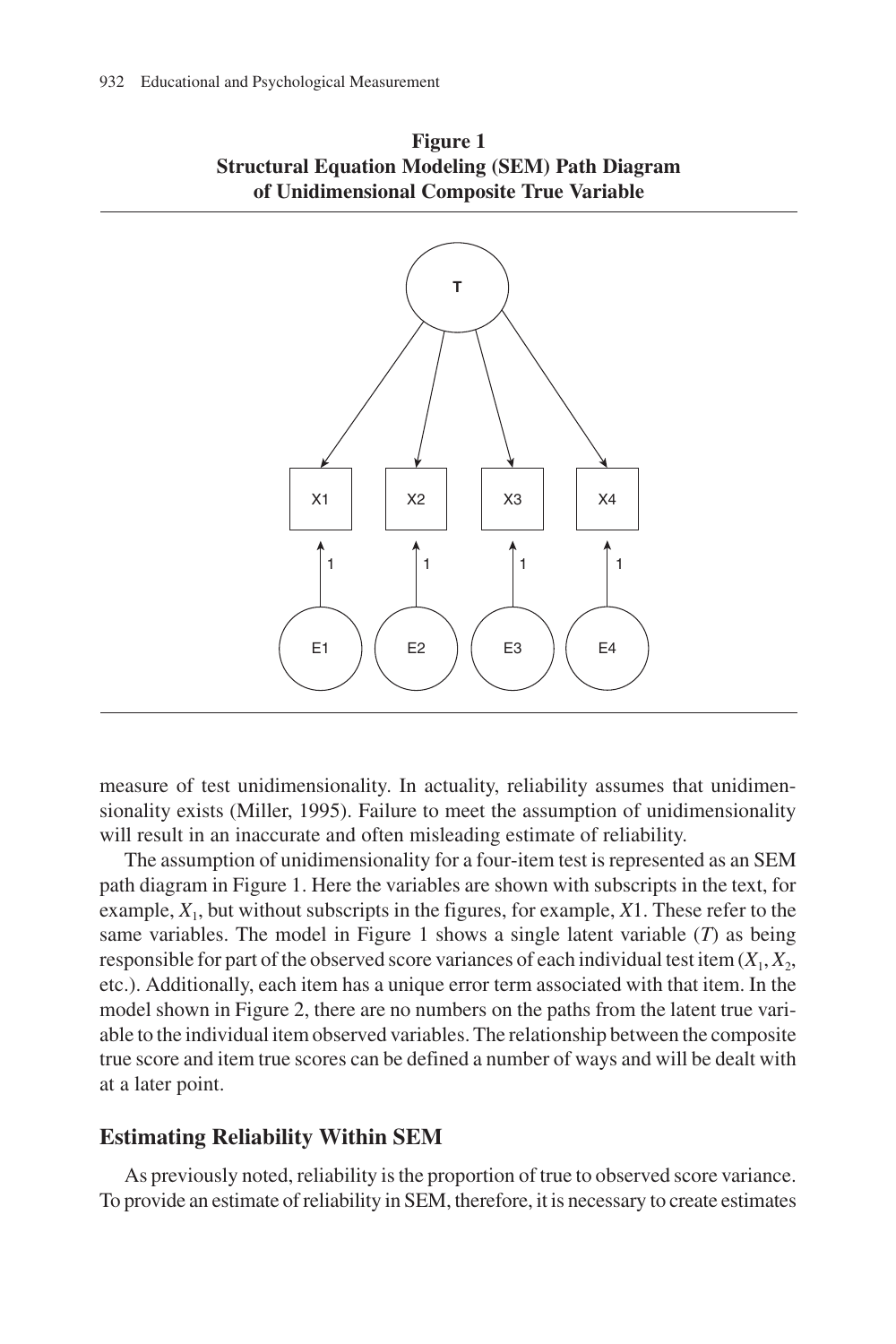**Figure 1**
**Structural Equation Modeling (SEM) Path Diagram of Unidimensional Composite True Variable**

measure of test unidimensionality. In actuality, reliability assumes that unidimensionality exists (Miller, 1995). Failure to meet the assumption of unidimensionality will result in an inaccurate and often misleading estimate of reliability.

The assumption of unidimensionality for a four-item test is represented as an SEM path diagram in Figure 1. Here the variables are shown with subscripts in the text, for example, $X_1$, but without subscripts in the figures, for example, $X1$. These refer to the same variables. The model in Figure 1 shows a single latent variable ($T$) as being responsible for part of the observed score variances of each individual test item ($X_1$, $X_2$, etc.). Additionally, each item has a unique error term associated with that item. In the model shown in Figure 2, there are no numbers on the paths from the latent true variable to the individual item observed variables. The relationship between the composite true score and item true scores can be defined a number of ways and will be dealt with at a later point.

## Estimating Reliability Within SEM

As previously noted, reliability is the proportion of true to observed score variance. To provide an estimate of reliability in SEM, therefore, it is necessary to create estimates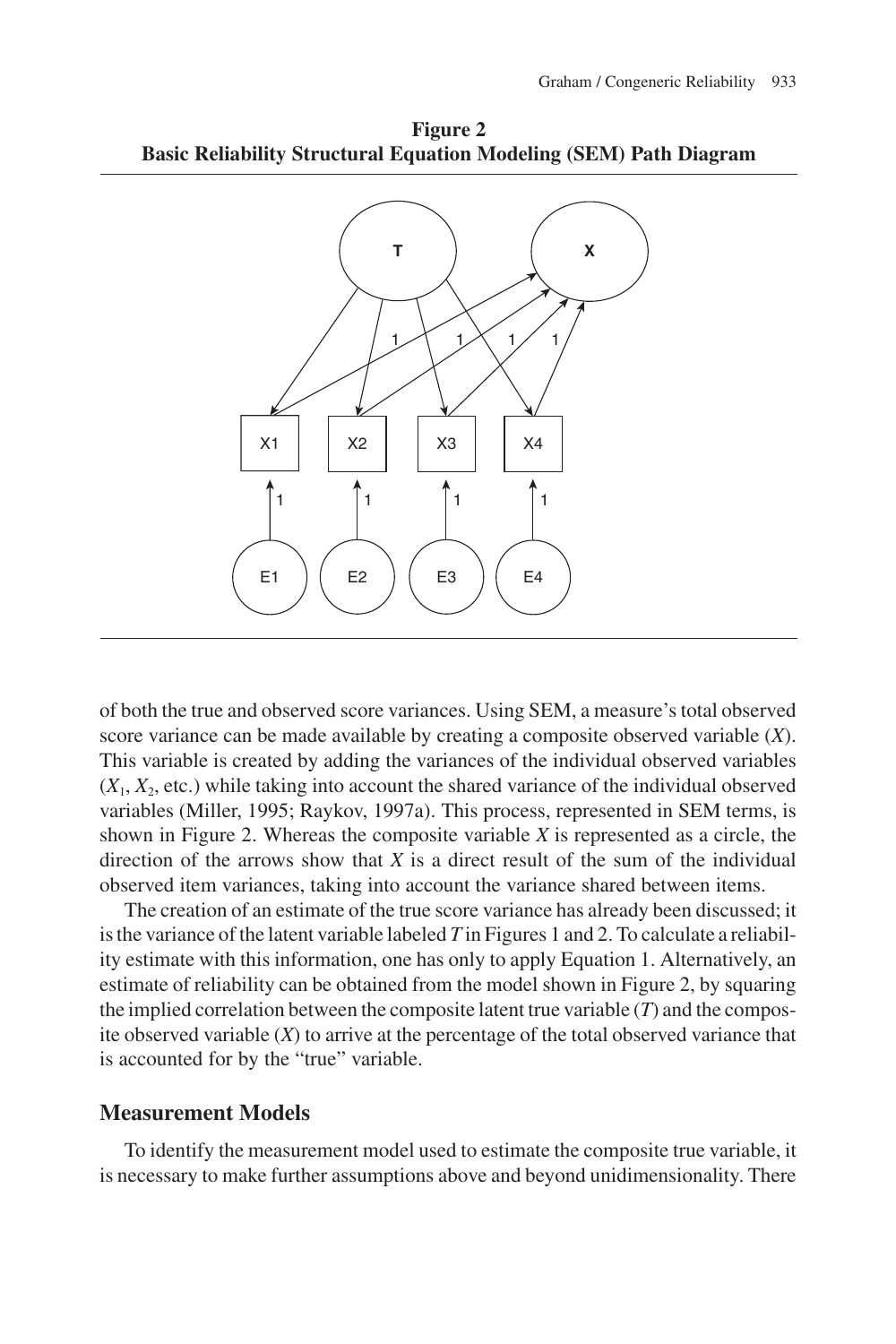**Figure 2**
**Basic Reliability Structural Equation Modeling (SEM) Path Diagram**

of both the true and observed score variances. Using SEM, a measure's total observed score variance can be made available by creating a composite observed variable ($X$). This variable is created by adding the variances of the individual observed variables ($X_1$, $X_2$, etc.) while taking into account the shared variance of the individual observed variables (Miller, 1995; Raykov, 1997a). This process, represented in SEM terms, is shown in Figure 2. Whereas the composite variable $X$ is represented as a circle, the direction of the arrows show that $X$ is a direct result of the sum of the individual observed item variances, taking into account the variance shared between items.

The creation of an estimate of the true score variance has already been discussed; it is the variance of the latent variable labeled $T$ in Figures 1 and 2. To calculate a reliability estimate with this information, one has only to apply Equation 1. Alternatively, an estimate of reliability can be obtained from the model shown in Figure 2, by squaring the implied correlation between the composite latent true variable ($T$) and the composite observed variable ($X$) to arrive at the percentage of the total observed variance that is accounted for by the "true" variable.

## Measurement Models

To identify the measurement model used to estimate the composite true variable, it is necessary to make further assumptions above and beyond unidimensionality. There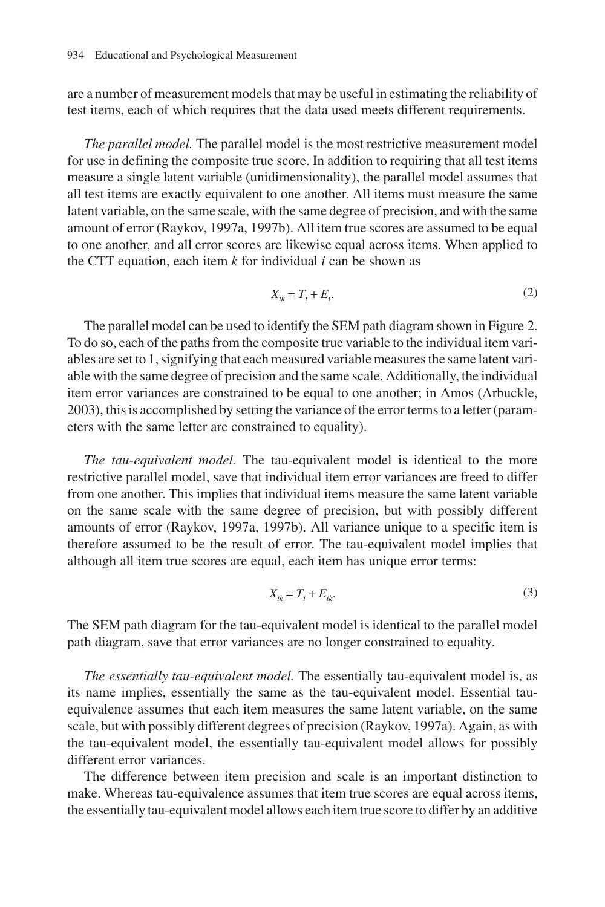are a number of measurement models that may be useful in estimating the reliability of test items, each of which requires that the data used meets different requirements.

*The parallel model.* The parallel model is the most restrictive measurement model for use in defining the composite true score. In addition to requiring that all test items measure a single latent variable (unidimensionality), the parallel model assumes that all test items are exactly equivalent to one another. All items must measure the same latent variable, on the same scale, with the same degree of precision, and with the same amount of error (Raykov, 1997a, 1997b). All item true scores are assumed to be equal to one another, and all error scores are likewise equal across items. When applied to the CTT equation, each item $k$ for individual $i$ can be shown as

$$X_{ik} = T_i + E_i. \tag{2}$$

The parallel model can be used to identify the SEM path diagram shown in Figure 2. To do so, each of the paths from the composite true variable to the individual item variables are set to 1, signifying that each measured variable measures the same latent variable with the same degree of precision and the same scale. Additionally, the individual item error variances are constrained to be equal to one another; in Amos (Arbuckle, 2003), this is accomplished by setting the variance of the error terms to a letter (parameters with the same letter are constrained to equality).

*The tau-equivalent model.* The tau-equivalent model is identical to the more restrictive parallel model, save that individual item error variances are freed to differ from one another. This implies that individual items measure the same latent variable on the same scale with the same degree of precision, but with possibly different amounts of error (Raykov, 1997a, 1997b). All variance unique to a specific item is therefore assumed to be the result of error. The tau-equivalent model implies that although all item true scores are equal, each item has unique error terms:

$$X_{ik} = T_i + E_{ik}. \tag{3}$$

The SEM path diagram for the tau-equivalent model is identical to the parallel model path diagram, save that error variances are no longer constrained to equality.

*The essentially tau-equivalent model.* The essentially tau-equivalent model is, as its name implies, essentially the same as the tau-equivalent model. Essential tau-equivalence assumes that each item measures the same latent variable, on the same scale, but with possibly different degrees of precision (Raykov, 1997a). Again, as with the tau-equivalent model, the essentially tau-equivalent model allows for possibly different error variances.

The difference between item precision and scale is an important distinction to make. Whereas tau-equivalence assumes that item true scores are equal across items, the essentially tau-equivalent model allows each item true score to differ by an additive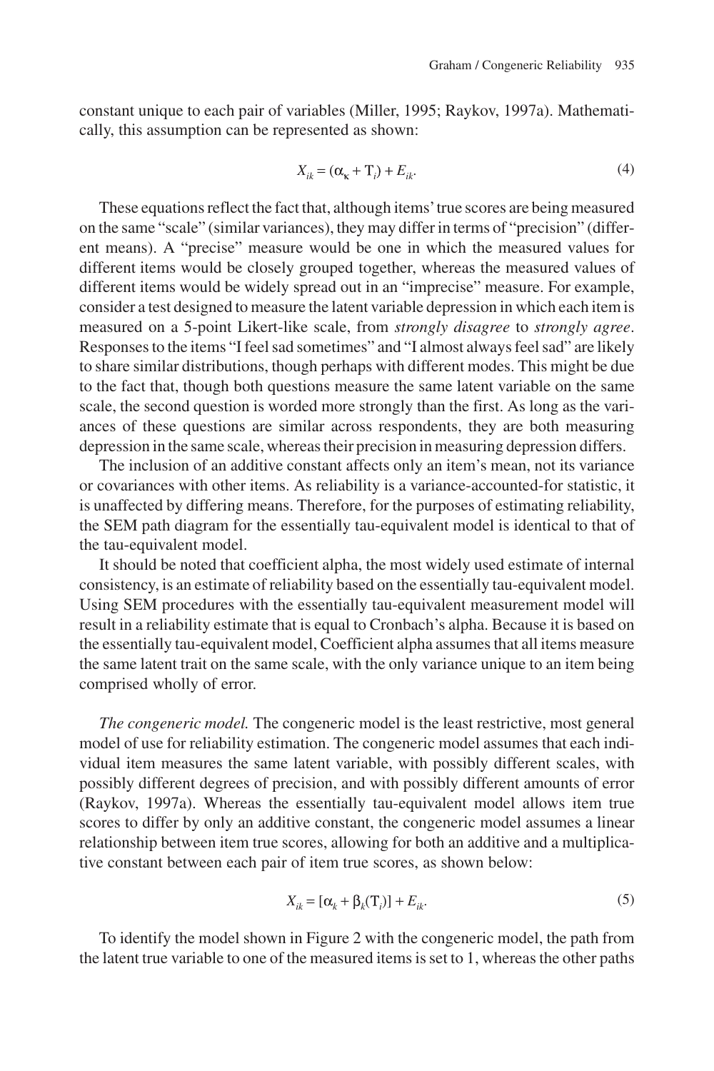constant unique to each pair of variables (Miller, 1995; Raykov, 1997a). Mathematically, this assumption can be represented as shown:

$$X_{ik} = (\alpha_{\kappa} + T_i) + E_{ik}. \tag{4}$$

These equations reflect the fact that, although items' true scores are being measured on the same "scale" (similar variances), they may differ in terms of "precision" (different means). A "precise" measure would be one in which the measured values for different items would be closely grouped together, whereas the measured values of different items would be widely spread out in an "imprecise" measure. For example, consider a test designed to measure the latent variable depression in which each item is measured on a 5-point Likert-like scale, from *strongly disagree* to *strongly agree*. Responses to the items "I feel sad sometimes" and "I almost always feel sad" are likely to share similar distributions, though perhaps with different modes. This might be due to the fact that, though both questions measure the same latent variable on the same scale, the second question is worded more strongly than the first. As long as the variances of these questions are similar across respondents, they are both measuring depression in the same scale, whereas their precision in measuring depression differs.

The inclusion of an additive constant affects only an item's mean, not its variance or covariances with other items. As reliability is a variance-accounted-for statistic, it is unaffected by differing means. Therefore, for the purposes of estimating reliability, the SEM path diagram for the essentially tau-equivalent model is identical to that of the tau-equivalent model.

It should be noted that coefficient alpha, the most widely used estimate of internal consistency, is an estimate of reliability based on the essentially tau-equivalent model. Using SEM procedures with the essentially tau-equivalent measurement model will result in a reliability estimate that is equal to Cronbach's alpha. Because it is based on the essentially tau-equivalent model, Coefficient alpha assumes that all items measure the same latent trait on the same scale, with the only variance unique to an item being comprised wholly of error.

*The congeneric model.* The congeneric model is the least restrictive, most general model of use for reliability estimation. The congeneric model assumes that each individual item measures the same latent variable, with possibly different scales, with possibly different degrees of precision, and with possibly different amounts of error (Raykov, 1997a). Whereas the essentially tau-equivalent model allows item true scores to differ by only an additive constant, the congeneric model assumes a linear relationship between item true scores, allowing for both an additive and a multiplicative constant between each pair of item true scores, as shown below:

$$X_{ik} = [\alpha_k + \beta_k(T_i)] + E_{ik}. \tag{5}$$

To identify the model shown in Figure 2 with the congeneric model, the path from the latent true variable to one of the measured items is set to 1, whereas the other paths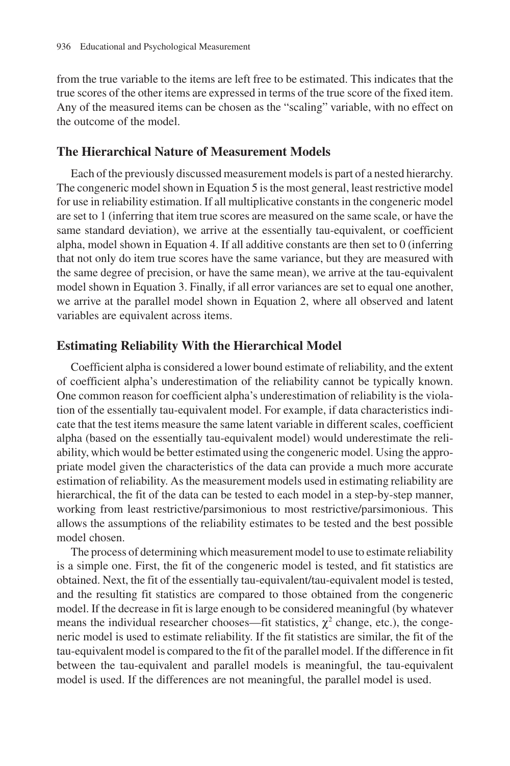from the true variable to the items are left free to be estimated. This indicates that the true scores of the other items are expressed in terms of the true score of the fixed item. Any of the measured items can be chosen as the "scaling" variable, with no effect on the outcome of the model.

## The Hierarchical Nature of Measurement Models

Each of the previously discussed measurement models is part of a nested hierarchy. The congeneric model shown in Equation 5 is the most general, least restrictive model for use in reliability estimation. If all multiplicative constants in the congeneric model are set to 1 (inferring that item true scores are measured on the same scale, or have the same standard deviation), we arrive at the essentially tau-equivalent, or coefficient alpha, model shown in Equation 4. If all additive constants are then set to 0 (inferring that not only do item true scores have the same variance, but they are measured with the same degree of precision, or have the same mean), we arrive at the tau-equivalent model shown in Equation 3. Finally, if all error variances are set to equal one another, we arrive at the parallel model shown in Equation 2, where all observed and latent variables are equivalent across items.

## Estimating Reliability With the Hierarchical Model

Coefficient alpha is considered a lower bound estimate of reliability, and the extent of coefficient alpha's underestimation of the reliability cannot be typically known. One common reason for coefficient alpha's underestimation of reliability is the violation of the essentially tau-equivalent model. For example, if data characteristics indicate that the test items measure the same latent variable in different scales, coefficient alpha (based on the essentially tau-equivalent model) would underestimate the reliability, which would be better estimated using the congeneric model. Using the appropriate model given the characteristics of the data can provide a much more accurate estimation of reliability. As the measurement models used in estimating reliability are hierarchical, the fit of the data can be tested to each model in a step-by-step manner, working from least restrictive/parsimonious to most restrictive/parsimonious. This allows the assumptions of the reliability estimates to be tested and the best possible model chosen.

The process of determining which measurement model to use to estimate reliability is a simple one. First, the fit of the congeneric model is tested, and fit statistics are obtained. Next, the fit of the essentially tau-equivalent/tau-equivalent model is tested, and the resulting fit statistics are compared to those obtained from the congeneric model. If the decrease in fit is large enough to be considered meaningful (by whatever means the individual researcher chooses—fit statistics, $\chi^2$ change, etc.), the congeneric model is used to estimate reliability. If the fit statistics are similar, the fit of the tau-equivalent model is compared to the fit of the parallel model. If the difference in fit between the tau-equivalent and parallel models is meaningful, the tau-equivalent model is used. If the differences are not meaningful, the parallel model is used.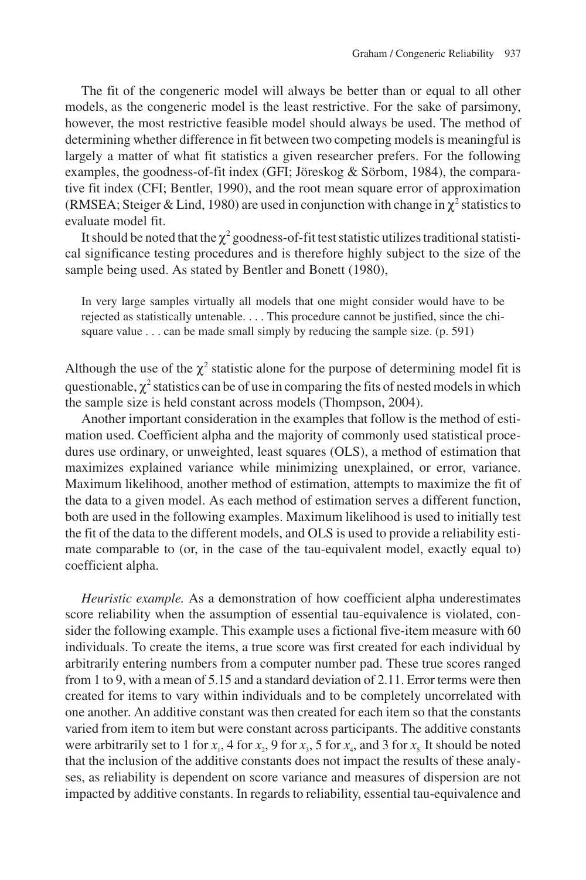The fit of the congeneric model will always be better than or equal to all other models, as the congeneric model is the least restrictive. For the sake of parsimony, however, the most restrictive feasible model should always be used. The method of determining whether difference in fit between two competing models is meaningful is largely a matter of what fit statistics a given researcher prefers. For the following examples, the goodness-of-fit index (GFI; Jöreskog & Sörbom, 1984), the comparative fit index (CFI; Bentler, 1990), and the root mean square error of approximation (RMSEA; Steiger & Lind, 1980) are used in conjunction with change in $\chi^2$ statistics to evaluate model fit.

It should be noted that the $\chi^2$ goodness-of-fit test statistic utilizes traditional statistical significance testing procedures and is therefore highly subject to the size of the sample being used. As stated by Bentler and Bonett (1980),

> In very large samples virtually all models that one might consider would have to be rejected as statistically untenable. . . . This procedure cannot be justified, since the chi-square value . . . can be made small simply by reducing the sample size. (p. 591)

Although the use of the $\chi^2$ statistic alone for the purpose of determining model fit is questionable, $\chi^2$ statistics can be of use in comparing the fits of nested models in which the sample size is held constant across models (Thompson, 2004).

Another important consideration in the examples that follow is the method of estimation used. Coefficient alpha and the majority of commonly used statistical procedures use ordinary, or unweighted, least squares (OLS), a method of estimation that maximizes explained variance while minimizing unexplained, or error, variance. Maximum likelihood, another method of estimation, attempts to maximize the fit of the data to a given model. As each method of estimation serves a different function, both are used in the following examples. Maximum likelihood is used to initially test the fit of the data to the different models, and OLS is used to provide a reliability estimate comparable to (or, in the case of the tau-equivalent model, exactly equal to) coefficient alpha.

*Heuristic example.* As a demonstration of how coefficient alpha underestimates score reliability when the assumption of essential tau-equivalence is violated, consider the following example. This example uses a fictional five-item measure with 60 individuals. To create the items, a true score was first created for each individual by arbitrarily entering numbers from a computer number pad. These true scores ranged from 1 to 9, with a mean of 5.15 and a standard deviation of 2.11. Error terms were then created for items to vary within individuals and to be completely uncorrelated with one another. An additive constant was then created for each item so that the constants varied from item to item but were constant across participants. The additive constants were arbitrarily set to 1 for $x_1$, 4 for $x_2$, 9 for $x_3$, 5 for $x_4$, and 3 for $x_5$. It should be noted that the inclusion of the additive constants does not impact the results of these analyses, as reliability is dependent on score variance and measures of dispersion are not impacted by additive constants. In regards to reliability, essential tau-equivalence and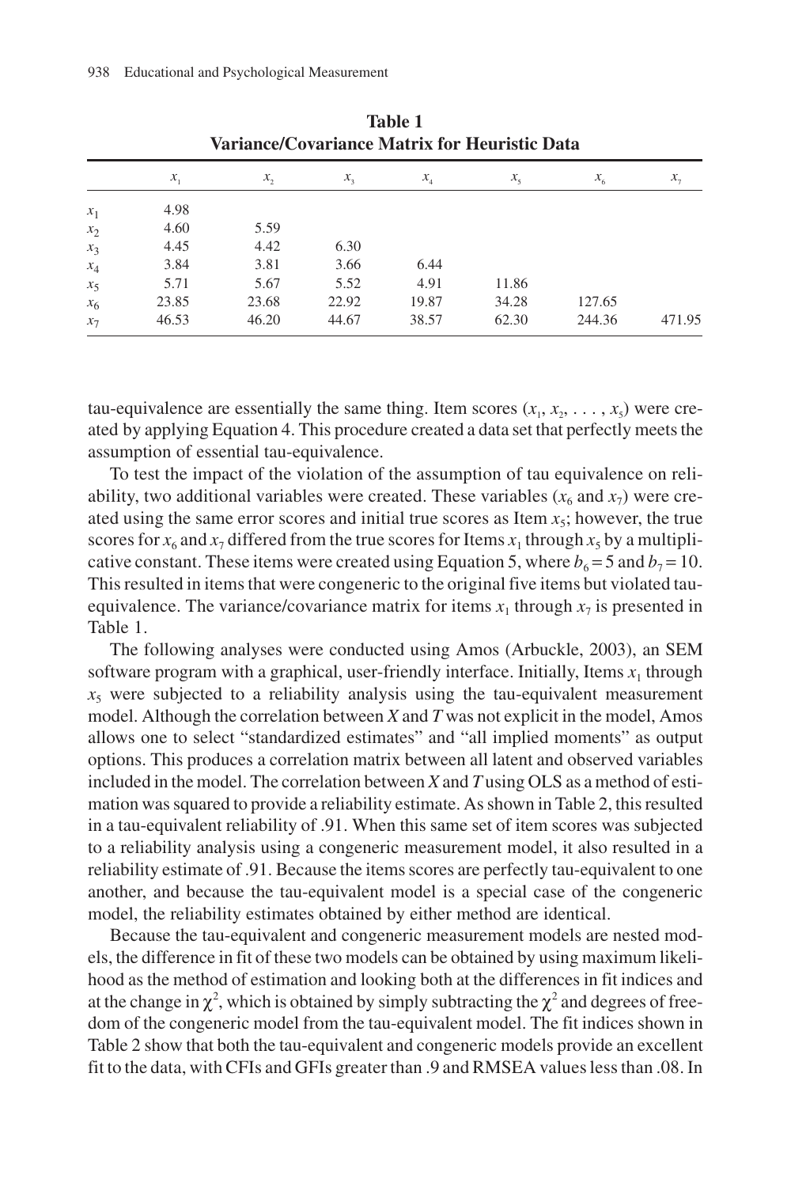**Table 1**
**Variance/Covariance Matrix for Heuristic Data**

| | $x_1$ | $x_2$ | $x_3$ | $x_4$ | $x_5$ | $x_6$ | $x_7$ |
|---|---|---|---|---|---|---|---|
| $x_1$ | 4.98 | | | | | | |
| $x_2$ | 4.60 | 5.59 | | | | | |
| $x_3$ | 4.45 | 4.42 | 6.30 | | | | |
| $x_4$ | 3.84 | 3.81 | 3.66 | 6.44 | | | |
| $x_5$ | 5.71 | 5.67 | 5.52 | 4.91 | 11.86 | | |
| $x_6$ | 23.85 | 23.68 | 22.92 | 19.87 | 34.28 | 127.65 | |
| $x_7$ | 46.53 | 46.20 | 44.67 | 38.57 | 62.30 | 244.36 | 471.95 |

tau-equivalence are essentially the same thing. Item scores ($x_1, x_2, \ldots, x_5$) were created by applying Equation 4. This procedure created a data set that perfectly meets the assumption of essential tau-equivalence.

To test the impact of the violation of the assumption of tau equivalence on reliability, two additional variables were created. These variables ($x_6$ and $x_7$) were created using the same error scores and initial true scores as Item $x_5$; however, the true scores for $x_6$ and $x_7$ differed from the true scores for Items $x_1$ through $x_5$ by a multiplicative constant. These items were created using Equation 5, where $b_6 = 5$ and $b_7 = 10$. This resulted in items that were congeneric to the original five items but violated tau-equivalence. The variance/covariance matrix for items $x_1$ through $x_7$ is presented in Table 1.

The following analyses were conducted using Amos (Arbuckle, 2003), an SEM software program with a graphical, user-friendly interface. Initially, Items $x_1$ through $x_5$ were subjected to a reliability analysis using the tau-equivalent measurement model. Although the correlation between *X* and *T* was not explicit in the model, Amos allows one to select "standardized estimates" and "all implied moments" as output options. This produces a correlation matrix between all latent and observed variables included in the model. The correlation between *X* and *T* using OLS as a method of estimation was squared to provide a reliability estimate. As shown in Table 2, this resulted in a tau-equivalent reliability of .91. When this same set of item scores was subjected to a reliability analysis using a congeneric measurement model, it also resulted in a reliability estimate of .91. Because the items scores are perfectly tau-equivalent to one another, and because the tau-equivalent model is a special case of the congeneric model, the reliability estimates obtained by either method are identical.

Because the tau-equivalent and congeneric measurement models are nested models, the difference in fit of these two models can be obtained by using maximum likelihood as the method of estimation and looking both at the differences in fit indices and at the change in $\chi^2$, which is obtained by simply subtracting the $\chi^2$ and degrees of freedom of the congeneric model from the tau-equivalent model. The fit indices shown in Table 2 show that both the tau-equivalent and congeneric models provide an excellent fit to the data, with CFIs and GFIs greater than .9 and RMSEA values less than .08. In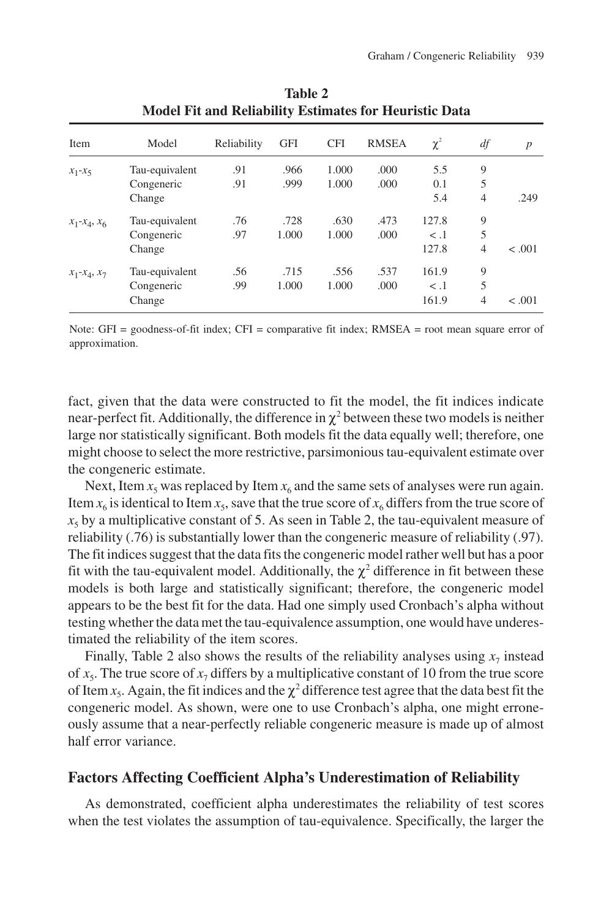**Table 2**
**Model Fit and Reliability Estimates for Heuristic Data**

| Item | Model | Reliability | GFI | CFI | RMSEA | $\chi^2$ | *df* | *p* |
|---|---|---|---|---|---|---|---|---|
| $x_1$-$x_5$ | Tau-equivalent | .91 | .966 | 1.000 | .000 | 5.5 | 9 | |
| | Congeneric | .91 | .999 | 1.000 | .000 | 0.1 | 5 | |
| | Change | | | | | 5.4 | 4 | .249 |
| $x_1$-$x_4$, $x_6$ | Tau-equivalent | .76 | .728 | .630 | .473 | 127.8 | 9 | |
| | Congeneric | .97 | 1.000 | 1.000 | .000 | < .1 | 5 | |
| | Change | | | | | 127.8 | 4 | < .001 |
| $x_1$-$x_4$, $x_7$ | Tau-equivalent | .56 | .715 | .556 | .537 | 161.9 | 9 | |
| | Congeneric | .99 | 1.000 | 1.000 | .000 | < .1 | 5 | |
| | Change | | | | | 161.9 | 4 | < .001 |

Note: GFI = goodness-of-fit index; CFI = comparative fit index; RMSEA = root mean square error of approximation.

fact, given that the data were constructed to fit the model, the fit indices indicate near-perfect fit. Additionally, the difference in $\chi^2$ between these two models is neither large nor statistically significant. Both models fit the data equally well; therefore, one might choose to select the more restrictive, parsimonious tau-equivalent estimate over the congeneric estimate.

Next, Item $x_5$ was replaced by Item $x_6$ and the same sets of analyses were run again. Item $x_6$ is identical to Item $x_5$, save that the true score of $x_6$ differs from the true score of $x_5$ by a multiplicative constant of 5. As seen in Table 2, the tau-equivalent measure of reliability (.76) is substantially lower than the congeneric measure of reliability (.97). The fit indices suggest that the data fits the congeneric model rather well but has a poor fit with the tau-equivalent model. Additionally, the $\chi^2$ difference in fit between these models is both large and statistically significant; therefore, the congeneric model appears to be the best fit for the data. Had one simply used Cronbach's alpha without testing whether the data met the tau-equivalence assumption, one would have underestimated the reliability of the item scores.

Finally, Table 2 also shows the results of the reliability analyses using $x_7$ instead of $x_5$. The true score of $x_7$ differs by a multiplicative constant of 10 from the true score of Item $x_5$. Again, the fit indices and the $\chi^2$ difference test agree that the data best fit the congeneric model. As shown, were one to use Cronbach's alpha, one might erroneously assume that a near-perfectly reliable congeneric measure is made up of almost half error variance.

## Factors Affecting Coefficient Alpha's Underestimation of Reliability

As demonstrated, coefficient alpha underestimates the reliability of test scores when the test violates the assumption of tau-equivalence. Specifically, the larger the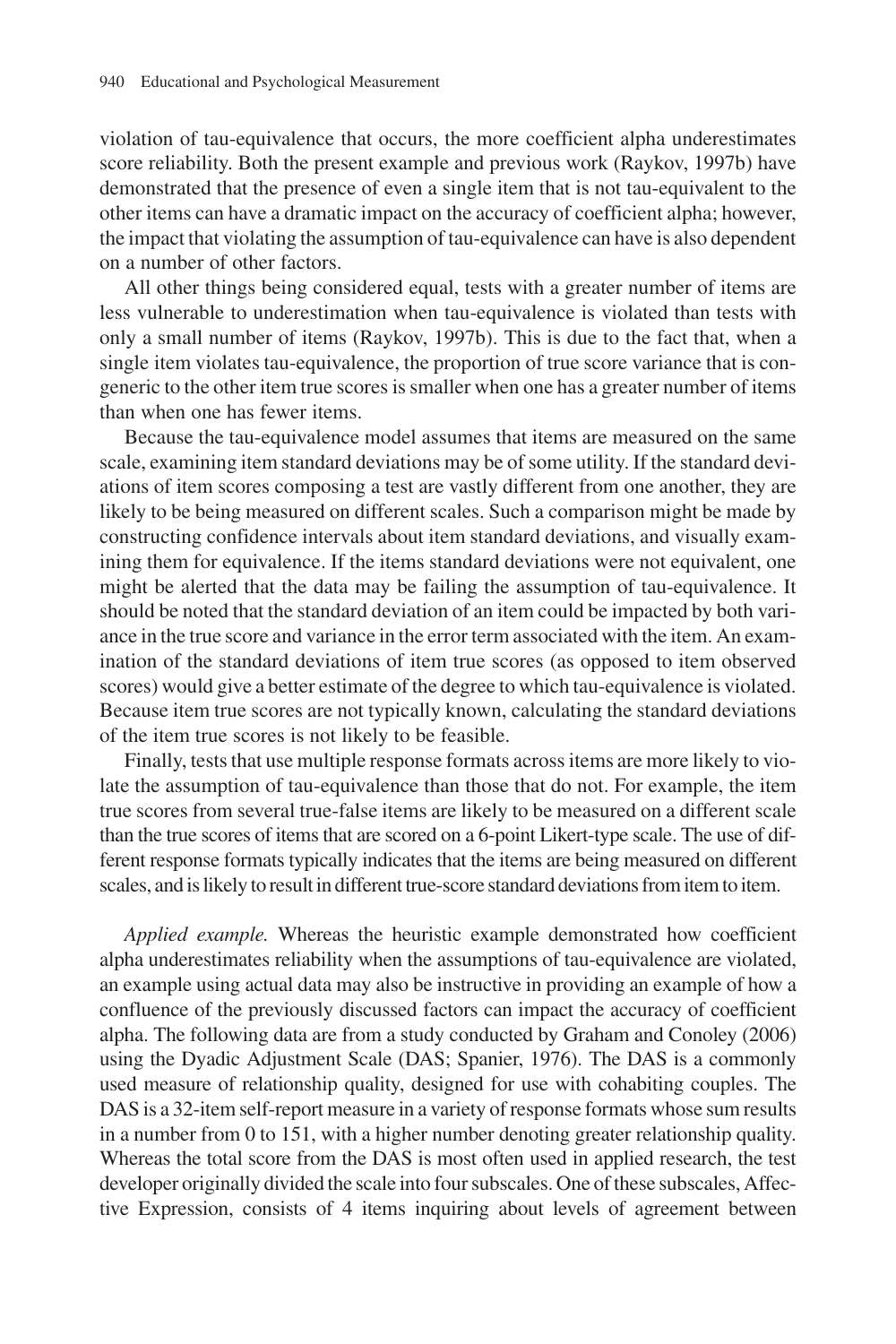violation of tau-equivalence that occurs, the more coefficient alpha underestimates score reliability. Both the present example and previous work (Raykov, 1997b) have demonstrated that the presence of even a single item that is not tau-equivalent to the other items can have a dramatic impact on the accuracy of coefficient alpha; however, the impact that violating the assumption of tau-equivalence can have is also dependent on a number of other factors.

All other things being considered equal, tests with a greater number of items are less vulnerable to underestimation when tau-equivalence is violated than tests with only a small number of items (Raykov, 1997b). This is due to the fact that, when a single item violates tau-equivalence, the proportion of true score variance that is congeneric to the other item true scores is smaller when one has a greater number of items than when one has fewer items.

Because the tau-equivalence model assumes that items are measured on the same scale, examining item standard deviations may be of some utility. If the standard deviations of item scores composing a test are vastly different from one another, they are likely to be being measured on different scales. Such a comparison might be made by constructing confidence intervals about item standard deviations, and visually examining them for equivalence. If the items standard deviations were not equivalent, one might be alerted that the data may be failing the assumption of tau-equivalence. It should be noted that the standard deviation of an item could be impacted by both variance in the true score and variance in the error term associated with the item. An examination of the standard deviations of item true scores (as opposed to item observed scores) would give a better estimate of the degree to which tau-equivalence is violated. Because item true scores are not typically known, calculating the standard deviations of the item true scores is not likely to be feasible.

Finally, tests that use multiple response formats across items are more likely to violate the assumption of tau-equivalence than those that do not. For example, the item true scores from several true-false items are likely to be measured on a different scale than the true scores of items that are scored on a 6-point Likert-type scale. The use of different response formats typically indicates that the items are being measured on different scales, and is likely to result in different true-score standard deviations from item to item.

*Applied example.* Whereas the heuristic example demonstrated how coefficient alpha underestimates reliability when the assumptions of tau-equivalence are violated, an example using actual data may also be instructive in providing an example of how a confluence of the previously discussed factors can impact the accuracy of coefficient alpha. The following data are from a study conducted by Graham and Conoley (2006) using the Dyadic Adjustment Scale (DAS; Spanier, 1976). The DAS is a commonly used measure of relationship quality, designed for use with cohabiting couples. The DAS is a 32-item self-report measure in a variety of response formats whose sum results in a number from 0 to 151, with a higher number denoting greater relationship quality. Whereas the total score from the DAS is most often used in applied research, the test developer originally divided the scale into four subscales. One of these subscales, Affective Expression, consists of 4 items inquiring about levels of agreement between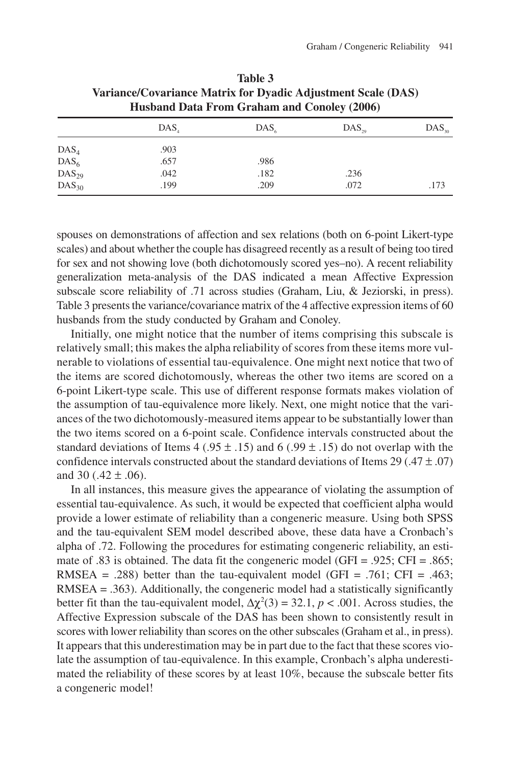**Table 3**
**Variance/Covariance Matrix for Dyadic Adjustment Scale (DAS) Husband Data From Graham and Conoley (2006)**

| | $DAS_4$ | $DAS_6$ | $DAS_{29}$ | $DAS_{30}$ |
|---|---|---|---|---|
| $DAS_4$ | .903 | | | |
| $DAS_6$ | .657 | .986 | | |
| $DAS_{29}$ | .042 | .182 | .236 | |
| $DAS_{30}$ | .199 | .209 | .072 | .173 |

spouses on demonstrations of affection and sex relations (both on 6-point Likert-type scales) and about whether the couple has disagreed recently as a result of being too tired for sex and not showing love (both dichotomously scored yes–no). A recent reliability generalization meta-analysis of the DAS indicated a mean Affective Expression subscale score reliability of .71 across studies (Graham, Liu, & Jeziorski, in press). Table 3 presents the variance/covariance matrix of the 4 affective expression items of 60 husbands from the study conducted by Graham and Conoley.

Initially, one might notice that the number of items comprising this subscale is relatively small; this makes the alpha reliability of scores from these items more vulnerable to violations of essential tau-equivalence. One might next notice that two of the items are scored dichotomously, whereas the other two items are scored on a 6-point Likert-type scale. This use of different response formats makes violation of the assumption of tau-equivalence more likely. Next, one might notice that the variances of the two dichotomously-measured items appear to be substantially lower than the two items scored on a 6-point scale. Confidence intervals constructed about the standard deviations of Items 4 ($.95 \pm .15$) and 6 ($.99 \pm .15$) do not overlap with the confidence intervals constructed about the standard deviations of Items 29 ($.47 \pm .07$) and 30 ($.42 \pm .06$).

In all instances, this measure gives the appearance of violating the assumption of essential tau-equivalence. As such, it would be expected that coefficient alpha would provide a lower estimate of reliability than a congeneric measure. Using both SPSS and the tau-equivalent SEM model described above, these data have a Cronbach's alpha of .72. Following the procedures for estimating congeneric reliability, an estimate of .83 is obtained. The data fit the congeneric model (GFI = .925; CFI = .865; RMSEA = .288) better than the tau-equivalent model (GFI = .761; CFI = .463; RMSEA = .363). Additionally, the congeneric model had a statistically significantly better fit than the tau-equivalent model, $\Delta\chi^2(3) = 32.1$, $p < .001$. Across studies, the Affective Expression subscale of the DAS has been shown to consistently result in scores with lower reliability than scores on the other subscales (Graham et al., in press). It appears that this underestimation may be in part due to the fact that these scores violate the assumption of tau-equivalence. In this example, Cronbach's alpha underestimated the reliability of these scores by at least 10%, because the subscale better fits a congeneric model!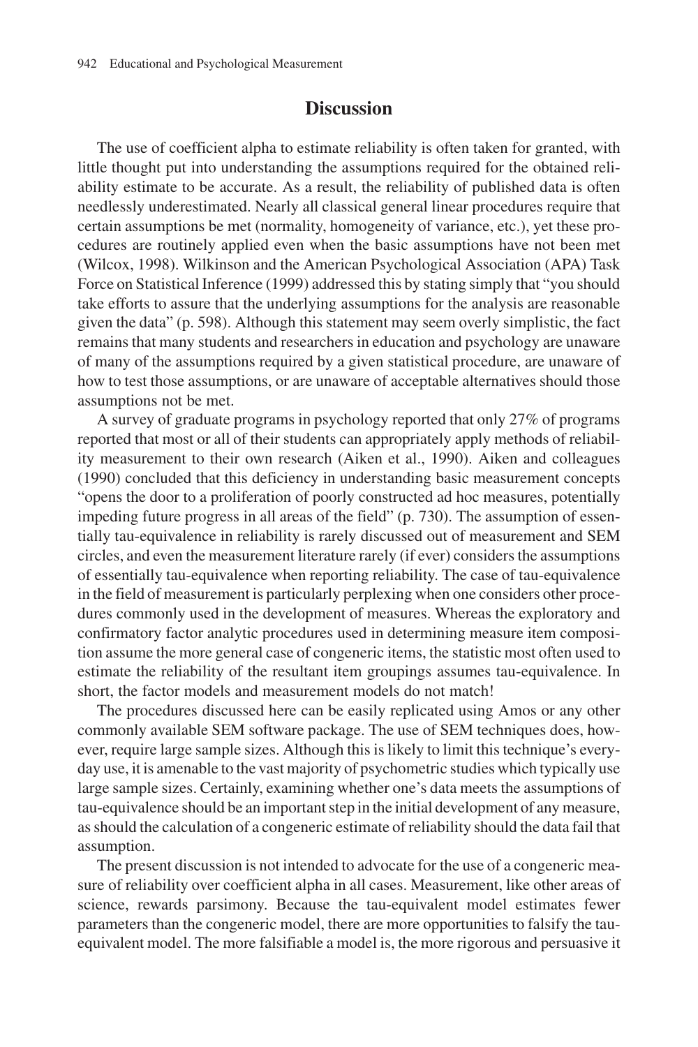## Discussion

The use of coefficient alpha to estimate reliability is often taken for granted, with little thought put into understanding the assumptions required for the obtained reliability estimate to be accurate. As a result, the reliability of published data is often needlessly underestimated. Nearly all classical general linear procedures require that certain assumptions be met (normality, homogeneity of variance, etc.), yet these procedures are routinely applied even when the basic assumptions have not been met (Wilcox, 1998). Wilkinson and the American Psychological Association (APA) Task Force on Statistical Inference (1999) addressed this by stating simply that "you should take efforts to assure that the underlying assumptions for the analysis are reasonable given the data" (p. 598). Although this statement may seem overly simplistic, the fact remains that many students and researchers in education and psychology are unaware of many of the assumptions required by a given statistical procedure, are unaware of how to test those assumptions, or are unaware of acceptable alternatives should those assumptions not be met.

A survey of graduate programs in psychology reported that only 27% of programs reported that most or all of their students can appropriately apply methods of reliability measurement to their own research (Aiken et al., 1990). Aiken and colleagues (1990) concluded that this deficiency in understanding basic measurement concepts "opens the door to a proliferation of poorly constructed ad hoc measures, potentially impeding future progress in all areas of the field" (p. 730). The assumption of essentially tau-equivalence in reliability is rarely discussed out of measurement and SEM circles, and even the measurement literature rarely (if ever) considers the assumptions of essentially tau-equivalence when reporting reliability. The case of tau-equivalence in the field of measurement is particularly perplexing when one considers other procedures commonly used in the development of measures. Whereas the exploratory and confirmatory factor analytic procedures used in determining measure item composition assume the more general case of congeneric items, the statistic most often used to estimate the reliability of the resultant item groupings assumes tau-equivalence. In short, the factor models and measurement models do not match!

The procedures discussed here can be easily replicated using Amos or any other commonly available SEM software package. The use of SEM techniques does, however, require large sample sizes. Although this is likely to limit this technique's everyday use, it is amenable to the vast majority of psychometric studies which typically use large sample sizes. Certainly, examining whether one's data meets the assumptions of tau-equivalence should be an important step in the initial development of any measure, as should the calculation of a congeneric estimate of reliability should the data fail that assumption.

The present discussion is not intended to advocate for the use of a congeneric measure of reliability over coefficient alpha in all cases. Measurement, like other areas of science, rewards parsimony. Because the tau-equivalent model estimates fewer parameters than the congeneric model, there are more opportunities to falsify the tau-equivalent model. The more falsifiable a model is, the more rigorous and persuasive it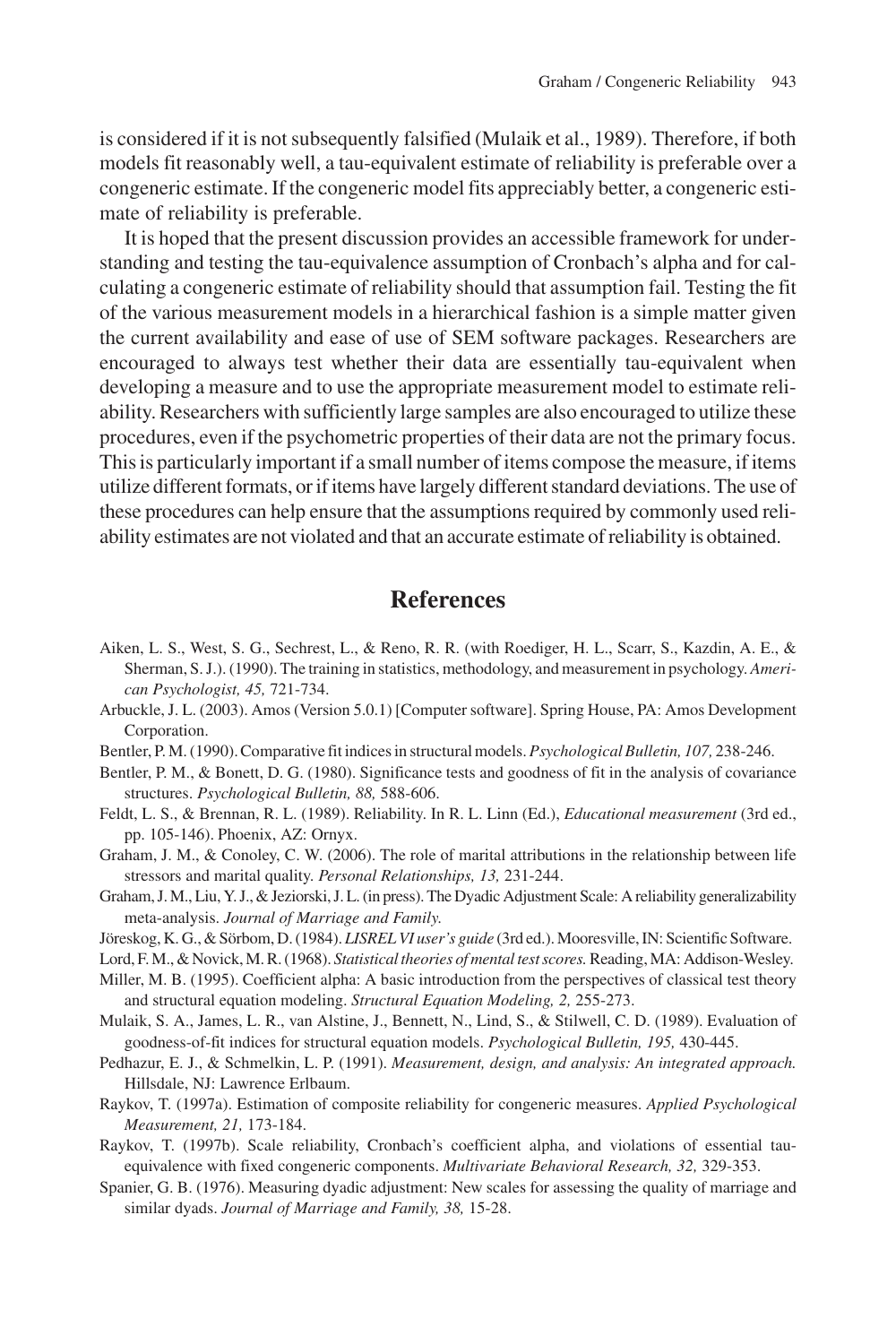is considered if it is not subsequently falsified (Mulaik et al., 1989). Therefore, if both models fit reasonably well, a tau-equivalent estimate of reliability is preferable over a congeneric estimate. If the congeneric model fits appreciably better, a congeneric estimate of reliability is preferable.

It is hoped that the present discussion provides an accessible framework for understanding and testing the tau-equivalence assumption of Cronbach's alpha and for calculating a congeneric estimate of reliability should that assumption fail. Testing the fit of the various measurement models in a hierarchical fashion is a simple matter given the current availability and ease of use of SEM software packages. Researchers are encouraged to always test whether their data are essentially tau-equivalent when developing a measure and to use the appropriate measurement model to estimate reliability. Researchers with sufficiently large samples are also encouraged to utilize these procedures, even if the psychometric properties of their data are not the primary focus. This is particularly important if a small number of items compose the measure, if items utilize different formats, or if items have largely different standard deviations. The use of these procedures can help ensure that the assumptions required by commonly used reliability estimates are not violated and that an accurate estimate of reliability is obtained.

## References

Aiken, L. S., West, S. G., Sechrest, L., & Reno, R. R. (with Roediger, H. L., Scarr, S., Kazdin, A. E., & Sherman, S. J.). (1990). The training in statistics, methodology, and measurement in psychology. *American Psychologist, 45,* 721-734.

Arbuckle, J. L. (2003). Amos (Version 5.0.1) [Computer software]. Spring House, PA: Amos Development Corporation.

Bentler, P. M. (1990). Comparative fit indices in structural models. *Psychological Bulletin, 107,* 238-246.

Bentler, P. M., & Bonett, D. G. (1980). Significance tests and goodness of fit in the analysis of covariance structures. *Psychological Bulletin, 88,* 588-606.

Feldt, L. S., & Brennan, R. L. (1989). Reliability. In R. L. Linn (Ed.), *Educational measurement* (3rd ed., pp. 105-146). Phoenix, AZ: Ornyx.

Graham, J. M., & Conoley, C. W. (2006). The role of marital attributions in the relationship between life stressors and marital quality. *Personal Relationships, 13,* 231-244.

Graham, J. M., Liu, Y. J., & Jeziorski, J. L. (in press). The Dyadic Adjustment Scale: A reliability generalizability meta-analysis. *Journal of Marriage and Family.*

Jöreskog, K. G., & Sörbom, D. (1984). *LISREL VI user's guide* (3rd ed.). Mooresville, IN: Scientific Software.

Lord, F. M., & Novick, M. R. (1968). *Statistical theories of mental test scores.* Reading, MA: Addison-Wesley.

Miller, M. B. (1995). Coefficient alpha: A basic introduction from the perspectives of classical test theory and structural equation modeling. *Structural Equation Modeling, 2,* 255-273.

Mulaik, S. A., James, L. R., van Alstine, J., Bennett, N., Lind, S., & Stilwell, C. D. (1989). Evaluation of goodness-of-fit indices for structural equation models. *Psychological Bulletin, 195,* 430-445.

Pedhazur, E. J., & Schmelkin, L. P. (1991). *Measurement, design, and analysis: An integrated approach.* Hillsdale, NJ: Lawrence Erlbaum.

Raykov, T. (1997a). Estimation of composite reliability for congeneric measures. *Applied Psychological Measurement, 21,* 173-184.

Raykov, T. (1997b). Scale reliability, Cronbach's coefficient alpha, and violations of essential tau-equivalence with fixed congeneric components. *Multivariate Behavioral Research, 32,* 329-353.

Spanier, G. B. (1976). Measuring dyadic adjustment: New scales for assessing the quality of marriage and similar dyads. *Journal of Marriage and Family, 38,* 15-28.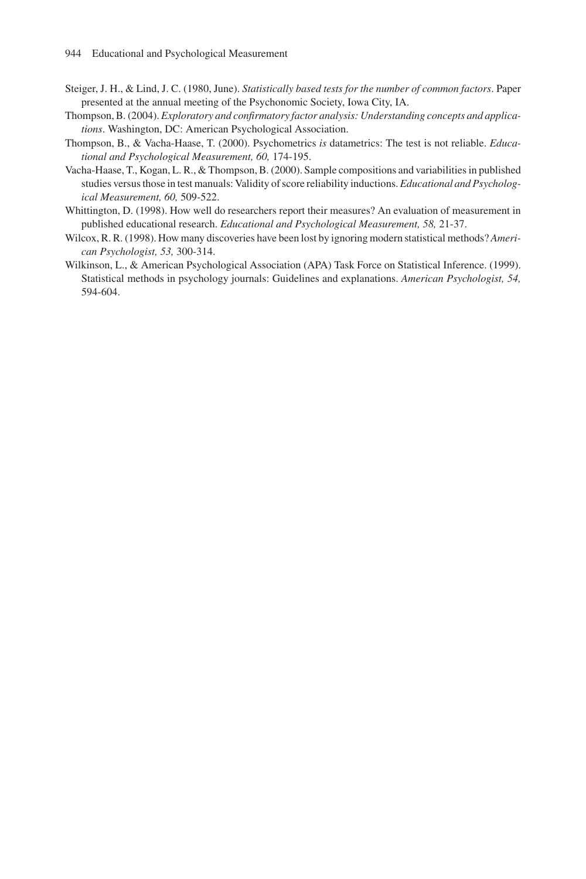Steiger, J. H., & Lind, J. C. (1980, June). *Statistically based tests for the number of common factors*. Paper presented at the annual meeting of the Psychonomic Society, Iowa City, IA.

Thompson, B. (2004). *Exploratory and confirmatory factor analysis: Understanding concepts and applications*. Washington, DC: American Psychological Association.

Thompson, B., & Vacha-Haase, T. (2000). Psychometrics *is* datametrics: The test is not reliable. *Educational and Psychological Measurement, 60,* 174-195.

Vacha-Haase, T., Kogan, L. R., & Thompson, B. (2000). Sample compositions and variabilities in published studies versus those in test manuals: Validity of score reliability inductions. *Educational and Psychological Measurement, 60,* 509-522.

Whittington, D. (1998). How well do researchers report their measures? An evaluation of measurement in published educational research. *Educational and Psychological Measurement, 58,* 21-37.

Wilcox, R. R. (1998). How many discoveries have been lost by ignoring modern statistical methods? *American Psychologist, 53,* 300-314.

Wilkinson, L., & American Psychological Association (APA) Task Force on Statistical Inference. (1999). Statistical methods in psychology journals: Guidelines and explanations. *American Psychologist, 54,* 594-604.